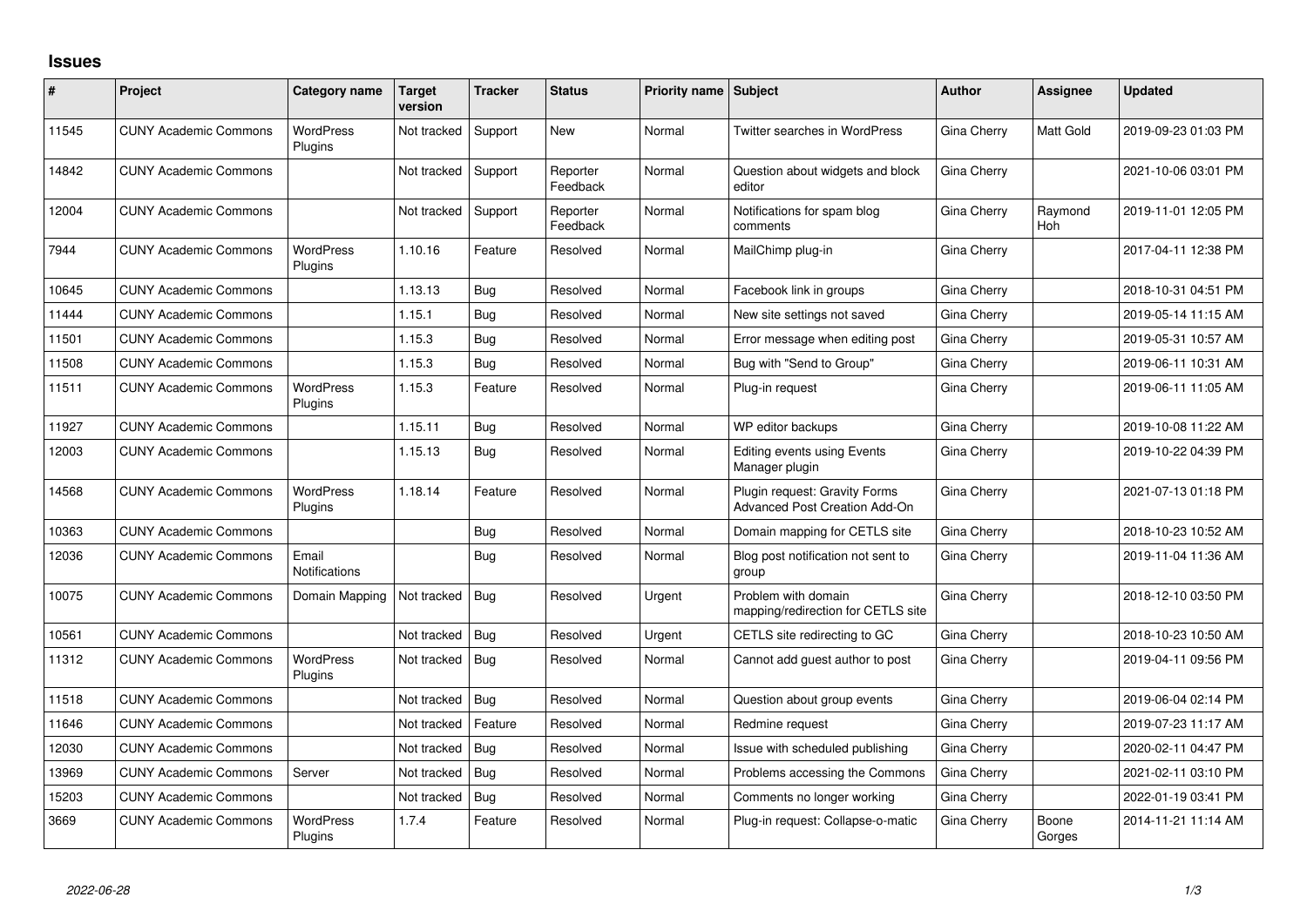# Issues

| # | Project | Category name | Target version | Tracker | Status | Priority name | Subject | Author | Assignee | Updated |
|---|---|---|---|---|---|---|---|---|---|---|
| 11545 | CUNY Academic Commons | WordPress Plugins | Not tracked | Support | New | Normal | Twitter searches in WordPress | Gina Cherry | Matt Gold | 2019-09-23 01:03 PM |
| 14842 | CUNY Academic Commons | | Not tracked | Support | Reporter Feedback | Normal | Question about widgets and block editor | Gina Cherry | | 2021-10-06 03:01 PM |
| 12004 | CUNY Academic Commons | | Not tracked | Support | Reporter Feedback | Normal | Notifications for spam blog comments | Gina Cherry | Raymond Hoh | 2019-11-01 12:05 PM |
| 7944 | CUNY Academic Commons | WordPress Plugins | 1.10.16 | Feature | Resolved | Normal | MailChimp plug-in | Gina Cherry | | 2017-04-11 12:38 PM |
| 10645 | CUNY Academic Commons | | 1.13.13 | Bug | Resolved | Normal | Facebook link in groups | Gina Cherry | | 2018-10-31 04:51 PM |
| 11444 | CUNY Academic Commons | | 1.15.1 | Bug | Resolved | Normal | New site settings not saved | Gina Cherry | | 2019-05-14 11:15 AM |
| 11501 | CUNY Academic Commons | | 1.15.3 | Bug | Resolved | Normal | Error message when editing post | Gina Cherry | | 2019-05-31 10:57 AM |
| 11508 | CUNY Academic Commons | | 1.15.3 | Bug | Resolved | Normal | Bug with "Send to Group" | Gina Cherry | | 2019-06-11 10:31 AM |
| 11511 | CUNY Academic Commons | WordPress Plugins | 1.15.3 | Feature | Resolved | Normal | Plug-in request | Gina Cherry | | 2019-06-11 11:05 AM |
| 11927 | CUNY Academic Commons | | 1.15.11 | Bug | Resolved | Normal | WP editor backups | Gina Cherry | | 2019-10-08 11:22 AM |
| 12003 | CUNY Academic Commons | | 1.15.13 | Bug | Resolved | Normal | Editing events using Events Manager plugin | Gina Cherry | | 2019-10-22 04:39 PM |
| 14568 | CUNY Academic Commons | WordPress Plugins | 1.18.14 | Feature | Resolved | Normal | Plugin request: Gravity Forms Advanced Post Creation Add-On | Gina Cherry | | 2021-07-13 01:18 PM |
| 10363 | CUNY Academic Commons | | | Bug | Resolved | Normal | Domain mapping for CETLS site | Gina Cherry | | 2018-10-23 10:52 AM |
| 12036 | CUNY Academic Commons | Email Notifications | | Bug | Resolved | Normal | Blog post notification not sent to group | Gina Cherry | | 2019-11-04 11:36 AM |
| 10075 | CUNY Academic Commons | Domain Mapping | Not tracked | Bug | Resolved | Urgent | Problem with domain mapping/redirection for CETLS site | Gina Cherry | | 2018-12-10 03:50 PM |
| 10561 | CUNY Academic Commons | | Not tracked | Bug | Resolved | Urgent | CETLS site redirecting to GC | Gina Cherry | | 2018-10-23 10:50 AM |
| 11312 | CUNY Academic Commons | WordPress Plugins | Not tracked | Bug | Resolved | Normal | Cannot add guest author to post | Gina Cherry | | 2019-04-11 09:56 PM |
| 11518 | CUNY Academic Commons | | Not tracked | Bug | Resolved | Normal | Question about group events | Gina Cherry | | 2019-06-04 02:14 PM |
| 11646 | CUNY Academic Commons | | Not tracked | Feature | Resolved | Normal | Redmine request | Gina Cherry | | 2019-07-23 11:17 AM |
| 12030 | CUNY Academic Commons | | Not tracked | Bug | Resolved | Normal | Issue with scheduled publishing | Gina Cherry | | 2020-02-11 04:47 PM |
| 13969 | CUNY Academic Commons | Server | Not tracked | Bug | Resolved | Normal | Problems accessing the Commons | Gina Cherry | | 2021-02-11 03:10 PM |
| 15203 | CUNY Academic Commons | | Not tracked | Bug | Resolved | Normal | Comments no longer working | Gina Cherry | | 2022-01-19 03:41 PM |
| 3669 | CUNY Academic Commons | WordPress Plugins | 1.7.4 | Feature | Resolved | Normal | Plug-in request: Collapse-o-matic | Gina Cherry | Boone Gorges | 2014-11-21 11:14 AM |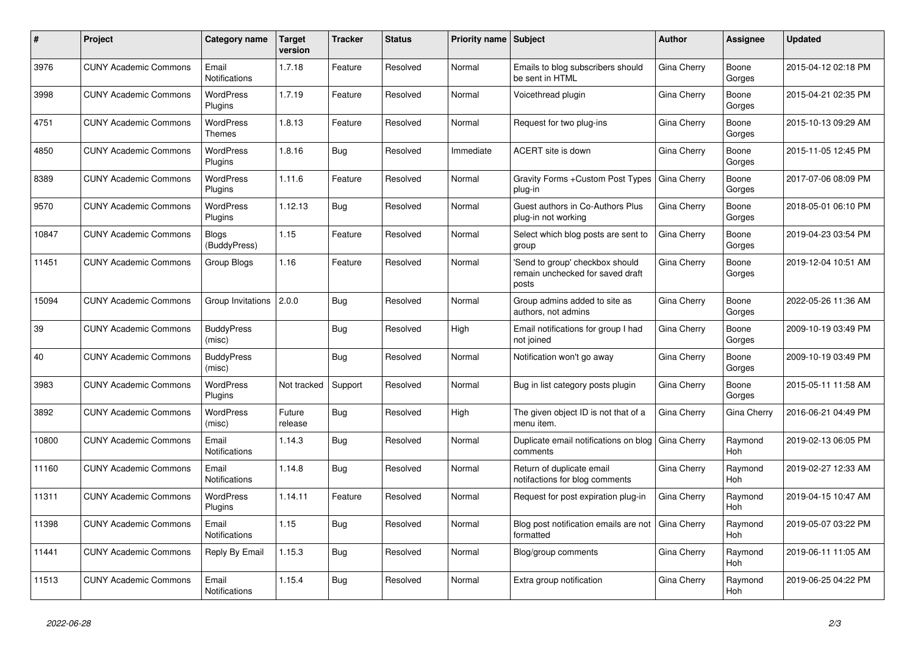| # | Project | Category name | Target version | Tracker | Status | Priority name | Subject | Author | Assignee | Updated |
|---|---|---|---|---|---|---|---|---|---|---|
| 3976 | CUNY Academic Commons | Email Notifications | 1.7.18 | Feature | Resolved | Normal | Emails to blog subscribers should be sent in HTML | Gina Cherry | Boone Gorges | 2015-04-12 02:18 PM |
| 3998 | CUNY Academic Commons | WordPress Plugins | 1.7.19 | Feature | Resolved | Normal | Voicethread plugin | Gina Cherry | Boone Gorges | 2015-04-21 02:35 PM |
| 4751 | CUNY Academic Commons | WordPress Themes | 1.8.13 | Feature | Resolved | Normal | Request for two plug-ins | Gina Cherry | Boone Gorges | 2015-10-13 09:29 AM |
| 4850 | CUNY Academic Commons | WordPress Plugins | 1.8.16 | Bug | Resolved | Immediate | ACERT site is down | Gina Cherry | Boone Gorges | 2015-11-05 12:45 PM |
| 8389 | CUNY Academic Commons | WordPress Plugins | 1.11.6 | Feature | Resolved | Normal | Gravity Forms +Custom Post Types plug-in | Gina Cherry | Boone Gorges | 2017-07-06 08:09 PM |
| 9570 | CUNY Academic Commons | WordPress Plugins | 1.12.13 | Bug | Resolved | Normal | Guest authors in Co-Authors Plus plug-in not working | Gina Cherry | Boone Gorges | 2018-05-01 06:10 PM |
| 10847 | CUNY Academic Commons | Blogs (BuddyPress) | 1.15 | Feature | Resolved | Normal | Select which blog posts are sent to group | Gina Cherry | Boone Gorges | 2019-04-23 03:54 PM |
| 11451 | CUNY Academic Commons | Group Blogs | 1.16 | Feature | Resolved | Normal | 'Send to group' checkbox should remain unchecked for saved draft posts | Gina Cherry | Boone Gorges | 2019-12-04 10:51 AM |
| 15094 | CUNY Academic Commons | Group Invitations | 2.0.0 | Bug | Resolved | Normal | Group admins added to site as authors, not admins | Gina Cherry | Boone Gorges | 2022-05-26 11:36 AM |
| 39 | CUNY Academic Commons | BuddyPress (misc) | | Bug | Resolved | High | Email notifications for group I had not joined | Gina Cherry | Boone Gorges | 2009-10-19 03:49 PM |
| 40 | CUNY Academic Commons | BuddyPress (misc) | | Bug | Resolved | Normal | Notification won't go away | Gina Cherry | Boone Gorges | 2009-10-19 03:49 PM |
| 3983 | CUNY Academic Commons | WordPress Plugins | Not tracked | Support | Resolved | Normal | Bug in list category posts plugin | Gina Cherry | Boone Gorges | 2015-05-11 11:58 AM |
| 3892 | CUNY Academic Commons | WordPress (misc) | Future release | Bug | Resolved | High | The given object ID is not that of a menu item. | Gina Cherry | Gina Cherry | 2016-06-21 04:49 PM |
| 10800 | CUNY Academic Commons | Email Notifications | 1.14.3 | Bug | Resolved | Normal | Duplicate email notifications on blog comments | Gina Cherry | Raymond Hoh | 2019-02-13 06:05 PM |
| 11160 | CUNY Academic Commons | Email Notifications | 1.14.8 | Bug | Resolved | Normal | Return of duplicate email notifactions for blog comments | Gina Cherry | Raymond Hoh | 2019-02-27 12:33 AM |
| 11311 | CUNY Academic Commons | WordPress Plugins | 1.14.11 | Feature | Resolved | Normal | Request for post expiration plug-in | Gina Cherry | Raymond Hoh | 2019-04-15 10:47 AM |
| 11398 | CUNY Academic Commons | Email Notifications | 1.15 | Bug | Resolved | Normal | Blog post notification emails are not formatted | Gina Cherry | Raymond Hoh | 2019-05-07 03:22 PM |
| 11441 | CUNY Academic Commons | Reply By Email | 1.15.3 | Bug | Resolved | Normal | Blog/group comments | Gina Cherry | Raymond Hoh | 2019-06-11 11:05 AM |
| 11513 | CUNY Academic Commons | Email Notifications | 1.15.4 | Bug | Resolved | Normal | Extra group notification | Gina Cherry | Raymond Hoh | 2019-06-25 04:22 PM |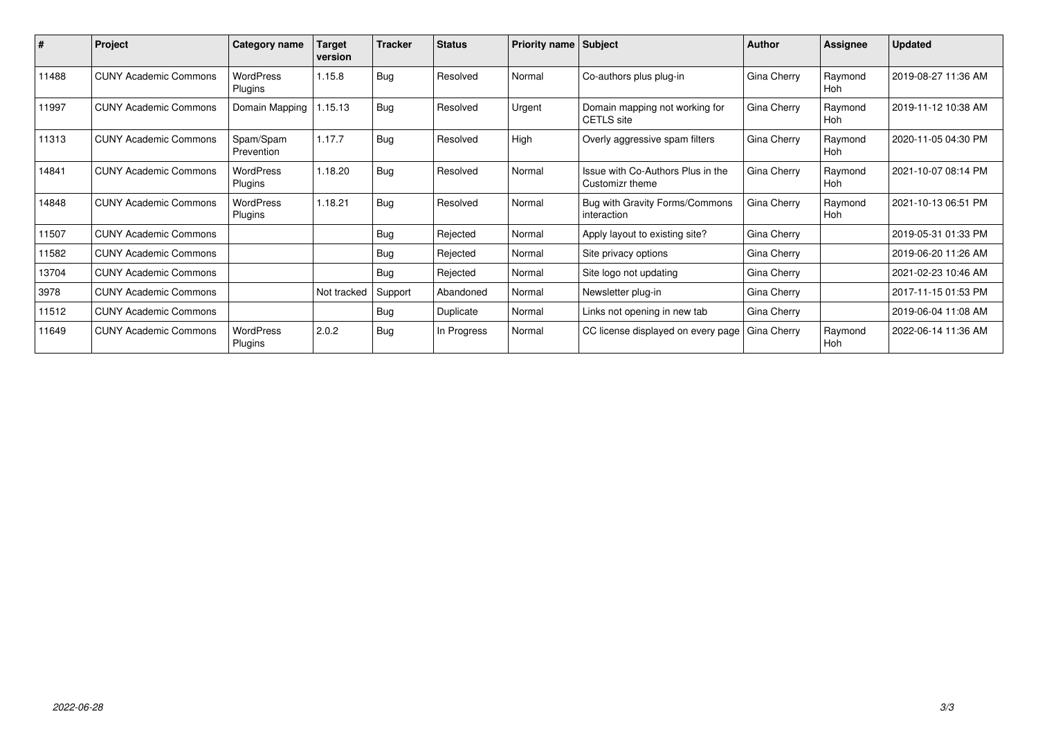| # | Project | Category name | Target version | Tracker | Status | Priority name | Subject | Author | Assignee | Updated |
|---|---|---|---|---|---|---|---|---|---|---|
| 11488 | CUNY Academic Commons | WordPress Plugins | 1.15.8 | Bug | Resolved | Normal | Co-authors plus plug-in | Gina Cherry | Raymond Hoh | 2019-08-27 11:36 AM |
| 11997 | CUNY Academic Commons | Domain Mapping | 1.15.13 | Bug | Resolved | Urgent | Domain mapping not working for CETLS site | Gina Cherry | Raymond Hoh | 2019-11-12 10:38 AM |
| 11313 | CUNY Academic Commons | Spam/Spam Prevention | 1.17.7 | Bug | Resolved | High | Overly aggressive spam filters | Gina Cherry | Raymond Hoh | 2020-11-05 04:30 PM |
| 14841 | CUNY Academic Commons | WordPress Plugins | 1.18.20 | Bug | Resolved | Normal | Issue with Co-Authors Plus in the Customizr theme | Gina Cherry | Raymond Hoh | 2021-10-07 08:14 PM |
| 14848 | CUNY Academic Commons | WordPress Plugins | 1.18.21 | Bug | Resolved | Normal | Bug with Gravity Forms/Commons interaction | Gina Cherry | Raymond Hoh | 2021-10-13 06:51 PM |
| 11507 | CUNY Academic Commons | | | Bug | Rejected | Normal | Apply layout to existing site? | Gina Cherry | | 2019-05-31 01:33 PM |
| 11582 | CUNY Academic Commons | | | Bug | Rejected | Normal | Site privacy options | Gina Cherry | | 2019-06-20 11:26 AM |
| 13704 | CUNY Academic Commons | | | Bug | Rejected | Normal | Site logo not updating | Gina Cherry | | 2021-02-23 10:46 AM |
| 3978 | CUNY Academic Commons | | Not tracked | Support | Abandoned | Normal | Newsletter plug-in | Gina Cherry | | 2017-11-15 01:53 PM |
| 11512 | CUNY Academic Commons | | | Bug | Duplicate | Normal | Links not opening in new tab | Gina Cherry | | 2019-06-04 11:08 AM |
| 11649 | CUNY Academic Commons | WordPress Plugins | 2.0.2 | Bug | In Progress | Normal | CC license displayed on every page | Gina Cherry | Raymond Hoh | 2022-06-14 11:36 AM |